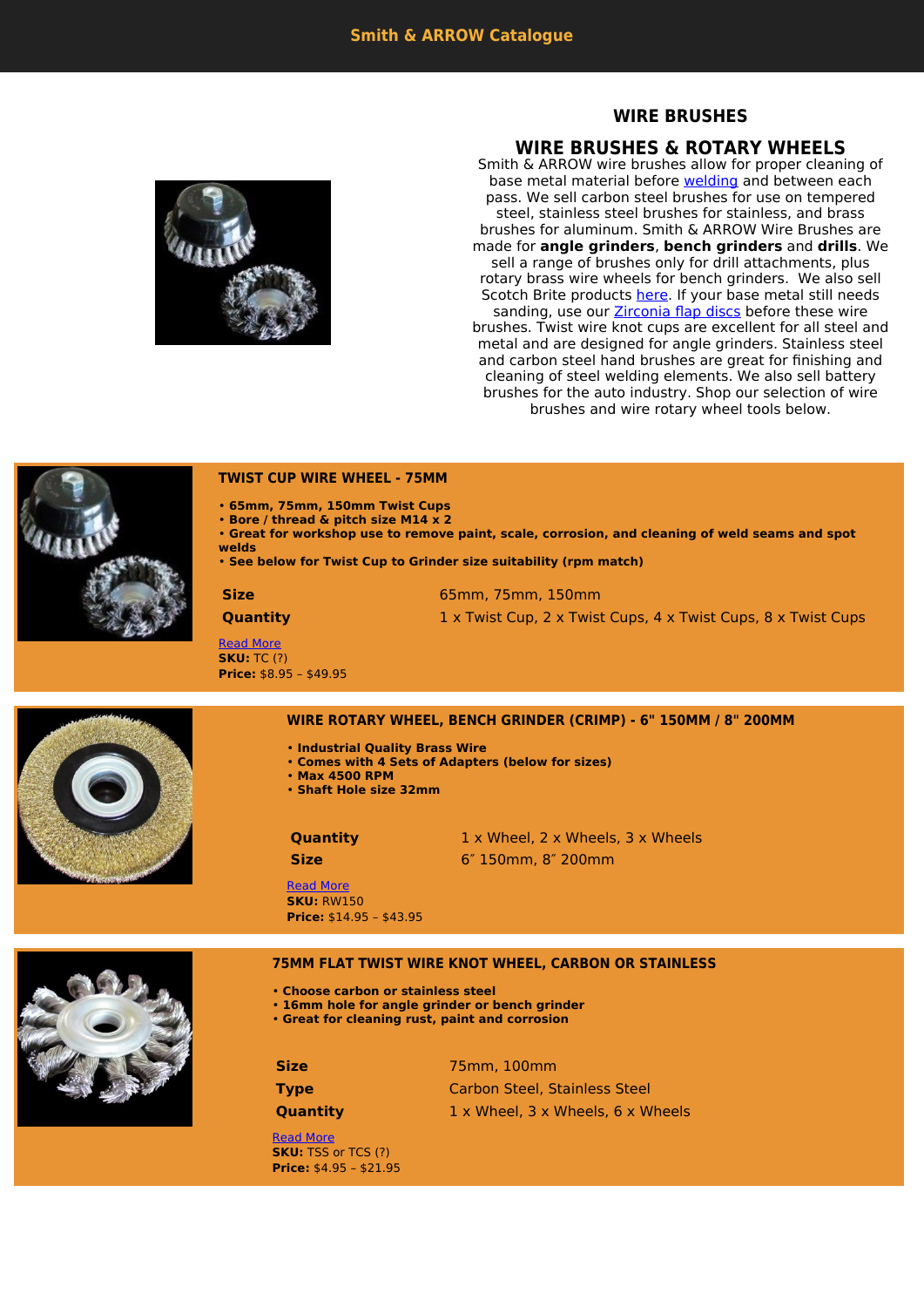# Smith & ARROW Catalogue

## WIRE BRUSHES

## WIRE BRUSHES & ROTARY WHEELS

Smith & ARROW wire brushes allow for proper cleaning of base metal material before [welding](welding) and between each pass. We sell carbon steel brushes for use on tempered steel, stainless steel brushes for stainless, and brass brushes for aluminum. Smith & ARROW Wire Brushes are made for **angle grinders**, **bench grinders** and **drills**. We sell a range of brushes only for drill attachments, plus rotary brass wire wheels for bench grinders. We also sell Scotch Brite products [here](here). If your base metal still needs sanding, use our [Zirconia flap discs](Zirconia flap discs) before these wire brushes. Twist wire knot cups are excellent for all steel and metal and are designed for angle grinders. Stainless steel and carbon steel hand brushes are great for finishing and cleaning of steel welding elements. We also sell battery brushes for the auto industry. Shop our selection of wire brushes and wire rotary wheel tools below.

### TWIST CUP WIRE WHEEL - 75MM

- **65mm, 75mm, 150mm Twist Cups**
- **Bore / thread & pitch size M14 x 2**
- **Great for workshop use to remove paint, scale, corrosion, and cleaning of weld seams and spot welds**
- **See below for Twist Cup to Grinder size suitability (rpm match)**

| | |
|---|---|
| **Size** | 65mm, 75mm, 150mm |
| **Quantity** | 1 x Twist Cup, 2 x Twist Cups, 4 x Twist Cups, 8 x Twist Cups |

[Read More](Read More)
**SKU:** TC (?)
**Price:** $8.95 – $49.95

### WIRE ROTARY WHEEL, BENCH GRINDER (CRIMP) - 6" 150MM / 8" 200MM

- **Industrial Quality Brass Wire**
- **Comes with 4 Sets of Adapters (below for sizes)**
- **Max 4500 RPM**
- **Shaft Hole size 32mm**

| | |
|---|---|
| **Quantity** | 1 x Wheel, 2 x Wheels, 3 x Wheels |
| **Size** | 6″ 150mm, 8″ 200mm |

[Read More](Read More)
**SKU:** RW150
**Price:** $14.95 – $43.95

### 75MM FLAT TWIST WIRE KNOT WHEEL, CARBON OR STAINLESS

- **Choose carbon or stainless steel**
- **16mm hole for angle grinder or bench grinder**
- **Great for cleaning rust, paint and corrosion**

| | |
|---|---|
| **Size** | 75mm, 100mm |
| **Type** | Carbon Steel, Stainless Steel |
| **Quantity** | 1 x Wheel, 3 x Wheels, 6 x Wheels |

[Read More](Read More)
**SKU:** TSS or TCS (?)
**Price:** $4.95 – $21.95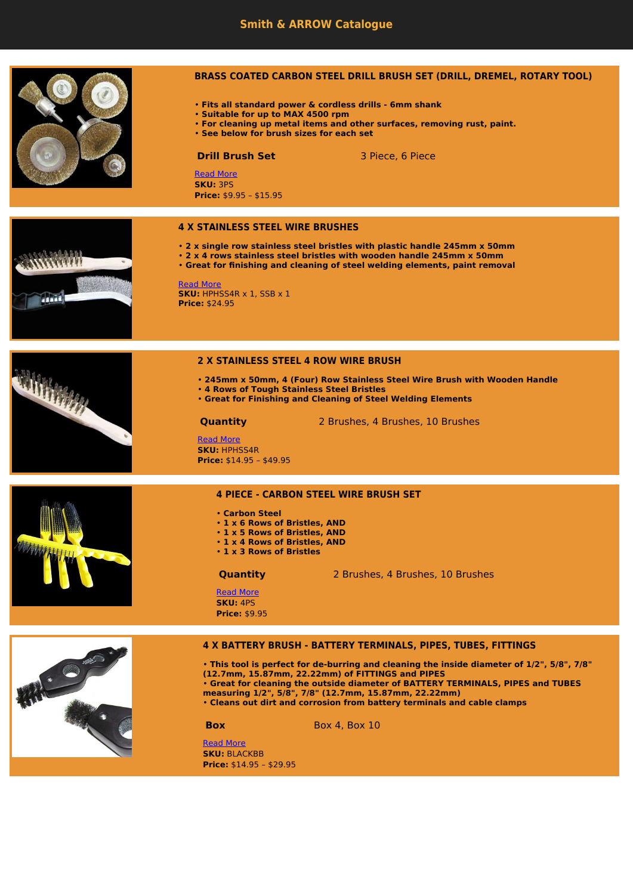# Smith & ARROW Catalogue

## BRASS COATED CARBON STEEL DRILL BRUSH SET (DRILL, DREMEL, ROTARY TOOL)

- **Fits all standard power & cordless drills - 6mm shank**
- **Suitable for up to MAX 4500 rpm**
- **For cleaning up metal items and other surfaces, removing rust, paint.**
- **See below for brush sizes for each set**

**Drill Brush Set** 3 Piece, 6 Piece

Read More
**SKU:** 3PS
**Price:** $9.95 – $15.95

## 4 X STAINLESS STEEL WIRE BRUSHES

- **2 x single row stainless steel bristles with plastic handle 245mm x 50mm**
- **2 x 4 rows stainless steel bristles with wooden handle 245mm x 50mm**
- **Great for finishing and cleaning of steel welding elements, paint removal**

Read More
**SKU:** HPHSS4R x 1, SSB x 1
**Price:** $24.95

## 2 X STAINLESS STEEL 4 ROW WIRE BRUSH

- **245mm x 50mm, 4 (Four) Row Stainless Steel Wire Brush with Wooden Handle**
- **4 Rows of Tough Stainless Steel Bristles**
- **Great for Finishing and Cleaning of Steel Welding Elements**

**Quantity** 2 Brushes, 4 Brushes, 10 Brushes

Read More
**SKU:** HPHSS4R
**Price:** $14.95 – $49.95

## 4 PIECE - CARBON STEEL WIRE BRUSH SET

- **Carbon Steel**
- **1 x 6 Rows of Bristles, AND**
- **1 x 5 Rows of Bristles, AND**
- **1 x 4 Rows of Bristles, AND**
- **1 x 3 Rows of Bristles**

**Quantity** 2 Brushes, 4 Brushes, 10 Brushes

Read More
**SKU:** 4PS
**Price:** $9.95

## 4 X BATTERY BRUSH - BATTERY TERMINALS, PIPES, TUBES, FITTINGS

- **This tool is perfect for de-burring and cleaning the inside diameter of 1/2", 5/8", 7/8" (12.7mm, 15.87mm, 22.22mm) of FITTINGS and PIPES**
- **Great for cleaning the outside diameter of BATTERY TERMINALS, PIPES and TUBES measuring 1/2", 5/8", 7/8" (12.7mm, 15.87mm, 22.22mm)**
- **Cleans out dirt and corrosion from battery terminals and cable clamps**

**Box** Box 4, Box 10

Read More
**SKU:** BLACKBB
**Price:** $14.95 – $29.95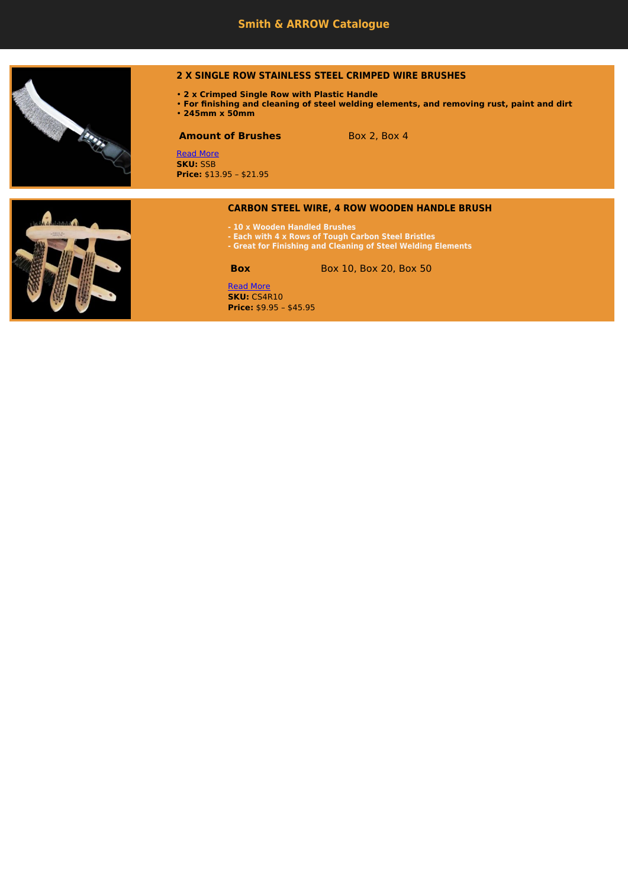# Smith & ARROW Catalogue

## 2 X SINGLE ROW STAINLESS STEEL CRIMPED WIRE BRUSHES

- **2 x Crimped Single Row with Plastic Handle**
- **For finishing and cleaning of steel welding elements, and removing rust, paint and dirt**
- **245mm x 50mm**

**Amount of Brushes** Box 2, Box 4

Read More

**SKU:** SSB

**Price:** $13.95 – $21.95

## CARBON STEEL WIRE, 4 ROW WOODEN HANDLE BRUSH

**- 10 x Wooden Handled Brushes**

**- Each with 4 x Rows of Tough Carbon Steel Bristles**

**- Great for Finishing and Cleaning of Steel Welding Elements**

**Box** Box 10, Box 20, Box 50

Read More

**SKU:** CS4R10

**Price:** $9.95 – $45.95